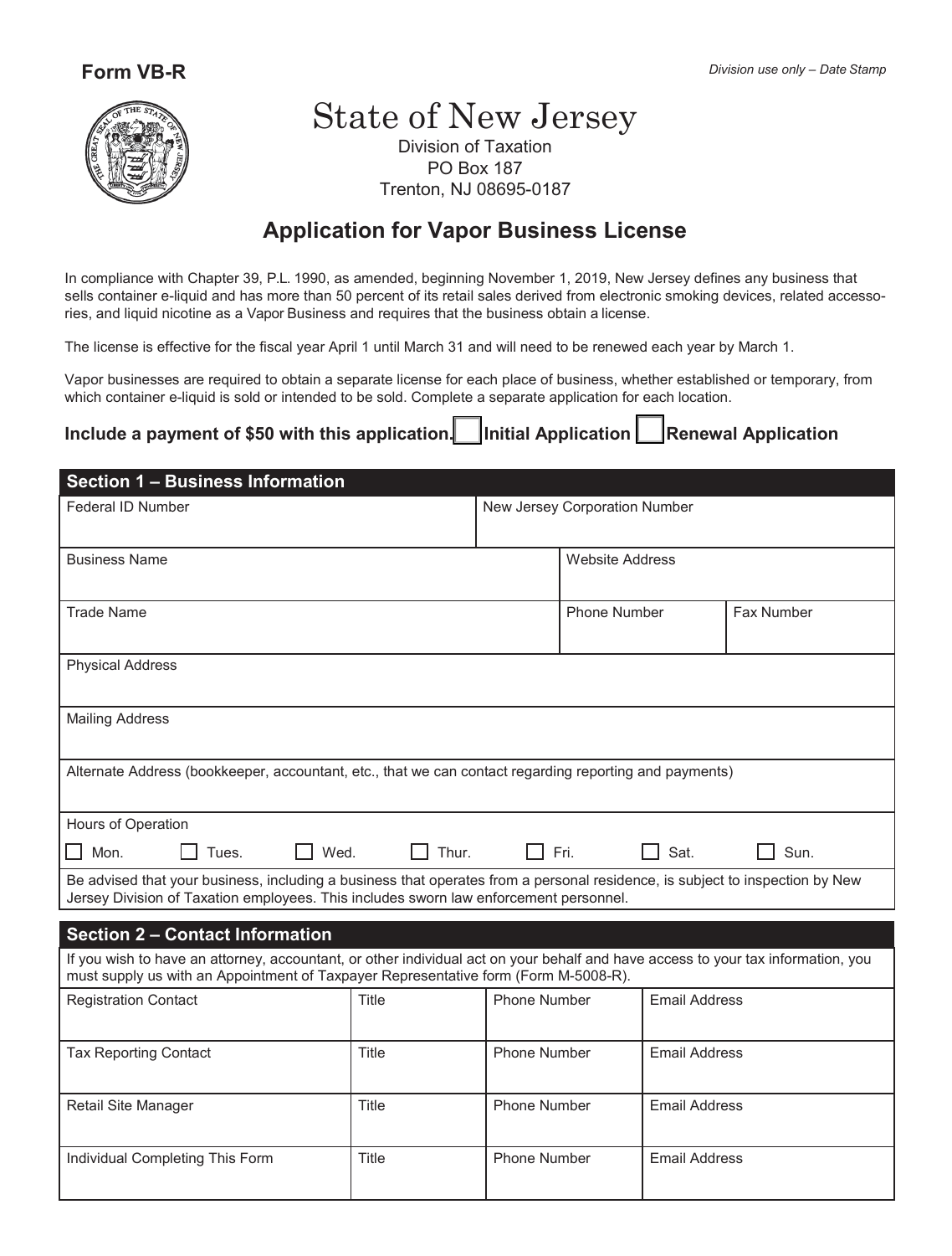**Form VB-R**

*Division use only – Date Stamp*

# State of New Jersey

Division of Taxation
PO Box 187
Trenton, NJ 08695-0187

## Application for Vapor Business License

In compliance with Chapter 39, P.L. 1990, as amended, beginning November 1, 2019, New Jersey defines any business that sells container e-liquid and has more than 50 percent of its retail sales derived from electronic smoking devices, related accessories, and liquid nicotine as a Vapor Business and requires that the business obtain a license.

The license is effective for the fiscal year April 1 until March 31 and will need to be renewed each year by March 1.

Vapor businesses are required to obtain a separate license for each place of business, whether established or temporary, from which container e-liquid is sold or intended to be sold. Complete a separate application for each location.

**Include a payment of $50 with this application.** ☐ **Initial Application** ☐ **Renewal Application**

### Section 1 – Business Information

| Federal ID Number | New Jersey Corporation Number |
|---|---|
| | |

| Business Name | Website Address | |
|---|---|---|
| | | |
| **Trade Name** | **Phone Number** | **Fax Number** |
| | | |

| Physical Address |
|---|
| |
| **Mailing Address** |
| |
| **Alternate Address (bookkeeper, accountant, etc., that we can contact regarding reporting and payments)** |
| |

Hours of Operation

☐ Mon. ☐ Tues. ☐ Wed. ☐ Thur. ☐ Fri. ☐ Sat. ☐ Sun.

Be advised that your business, including a business that operates from a personal residence, is subject to inspection by New Jersey Division of Taxation employees. This includes sworn law enforcement personnel.

### Section 2 – Contact Information

If you wish to have an attorney, accountant, or other individual act on your behalf and have access to your tax information, you must supply us with an Appointment of Taxpayer Representative form (Form M-5008-R).

| Registration Contact | Title | Phone Number | Email Address |
|---|---|---|---|
| | | | |
| **Tax Reporting Contact** | **Title** | **Phone Number** | **Email Address** |
| | | | |
| **Retail Site Manager** | **Title** | **Phone Number** | **Email Address** |
| | | | |
| **Individual Completing This Form** | **Title** | **Phone Number** | **Email Address** |
| | | | |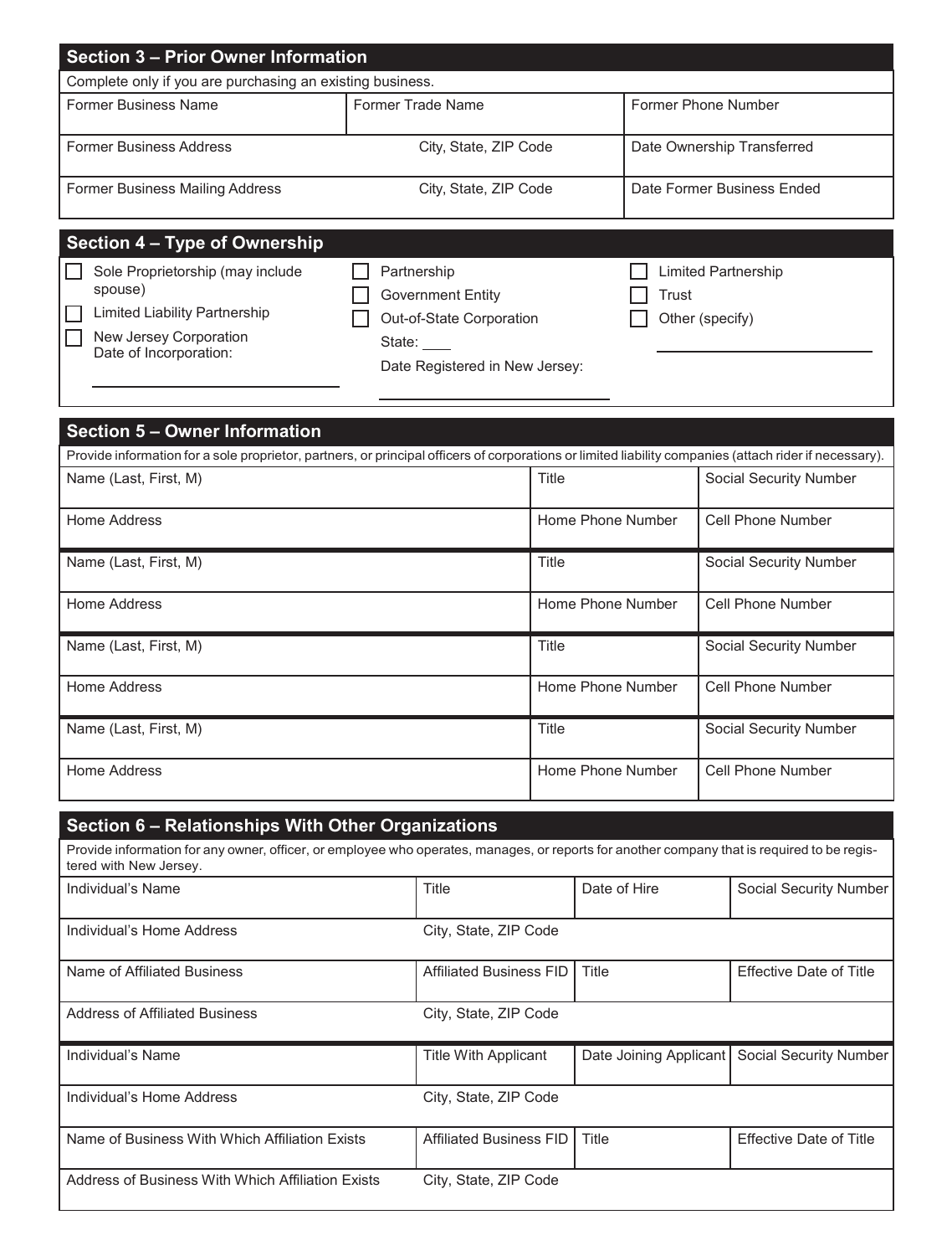## Section 3 – Prior Owner Information

Complete only if you are purchasing an existing business.

| Former Business Name | Former Trade Name | Former Phone Number |
|---|---|---|
| Former Business Address | City, State, ZIP Code | Date Ownership Transferred |
| Former Business Mailing Address | City, State, ZIP Code | Date Former Business Ended |

## Section 4 – Type of Ownership

- ☐ Sole Proprietorship (may include spouse)
- ☐ Limited Liability Partnership
- ☐ New Jersey Corporation
  Date of Incorporation: ____________________
- ☐ Partnership
- ☐ Government Entity
- ☐ Out-of-State Corporation
  State: ____
  Date Registered in New Jersey: ____________________
- ☐ Limited Partnership
- ☐ Trust
- ☐ Other (specify) ____________________

## Section 5 – Owner Information

Provide information for a sole proprietor, partners, or principal officers of corporations or limited liability companies (attach rider if necessary).

| Name (Last, First, M) | Title | Social Security Number |
|---|---|---|
| Home Address | Home Phone Number | Cell Phone Number |
| Name (Last, First, M) | Title | Social Security Number |
| Home Address | Home Phone Number | Cell Phone Number |
| Name (Last, First, M) | Title | Social Security Number |
| Home Address | Home Phone Number | Cell Phone Number |
| Name (Last, First, M) | Title | Social Security Number |
| Home Address | Home Phone Number | Cell Phone Number |

## Section 6 – Relationships With Other Organizations

Provide information for any owner, officer, or employee who operates, manages, or reports for another company that is required to be registered with New Jersey.

| Individual's Name | Title | Date of Hire | Social Security Number |
|---|---|---|---|
| Individual's Home Address | City, State, ZIP Code | | |
| Name of Affiliated Business | Affiliated Business FID | Title | Effective Date of Title |
| Address of Affiliated Business | City, State, ZIP Code | | |
| Individual's Name | Title With Applicant | Date Joining Applicant | Social Security Number |
| Individual's Home Address | City, State, ZIP Code | | |
| Name of Business With Which Affiliation Exists | Affiliated Business FID | Title | Effective Date of Title |
| Address of Business With Which Affiliation Exists | City, State, ZIP Code | | |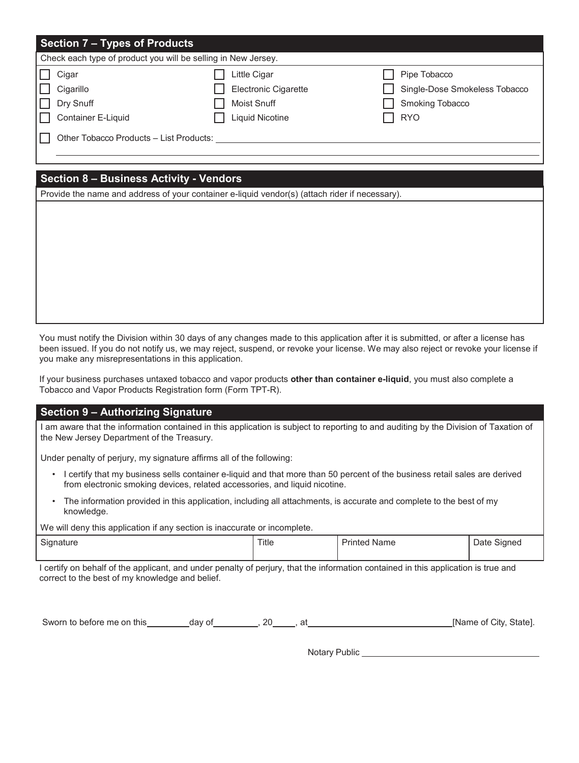## Section 7 – Types of Products

Check each type of product you will be selling in New Jersey.

| | | |
|---|---|---|
| ☐ Cigar | ☐ Little Cigar | ☐ Pipe Tobacco |
| ☐ Cigarillo | ☐ Electronic Cigarette | ☐ Single-Dose Smokeless Tobacco |
| ☐ Dry Snuff | ☐ Moist Snuff | ☐ Smoking Tobacco |
| ☐ Container E-Liquid | ☐ Liquid Nicotine | ☐ RYO |

☐ Other Tobacco Products – List Products: ______________________________________________

______________________________________________________________________________

## Section 8 – Business Activity - Vendors

Provide the name and address of your container e-liquid vendor(s) (attach rider if necessary).

You must notify the Division within 30 days of any changes made to this application after it is submitted, or after a license has been issued. If you do not notify us, we may reject, suspend, or revoke your license. We may also reject or revoke your license if you make any misrepresentations in this application.

If your business purchases untaxed tobacco and vapor products **other than container e-liquid**, you must also complete a Tobacco and Vapor Products Registration form (Form TPT-R).

## Section 9 – Authorizing Signature

I am aware that the information contained in this application is subject to reporting to and auditing by the Division of Taxation of the New Jersey Department of the Treasury.

Under penalty of perjury, my signature affirms all of the following:

- I certify that my business sells container e-liquid and that more than 50 percent of the business retail sales are derived from electronic smoking devices, related accessories, and liquid nicotine.
- The information provided in this application, including all attachments, is accurate and complete to the best of my knowledge.

We will deny this application if any section is inaccurate or incomplete.

| Signature | Title | Printed Name | Date Signed |
|---|---|---|---|
| | | | |

I certify on behalf of the applicant, and under penalty of perjury, that the information contained in this application is true and correct to the best of my knowledge and belief.

Sworn to before me on this ________ day of ________, 20____, at ____________________________ [Name of City, State].

Notary Public ____________________________________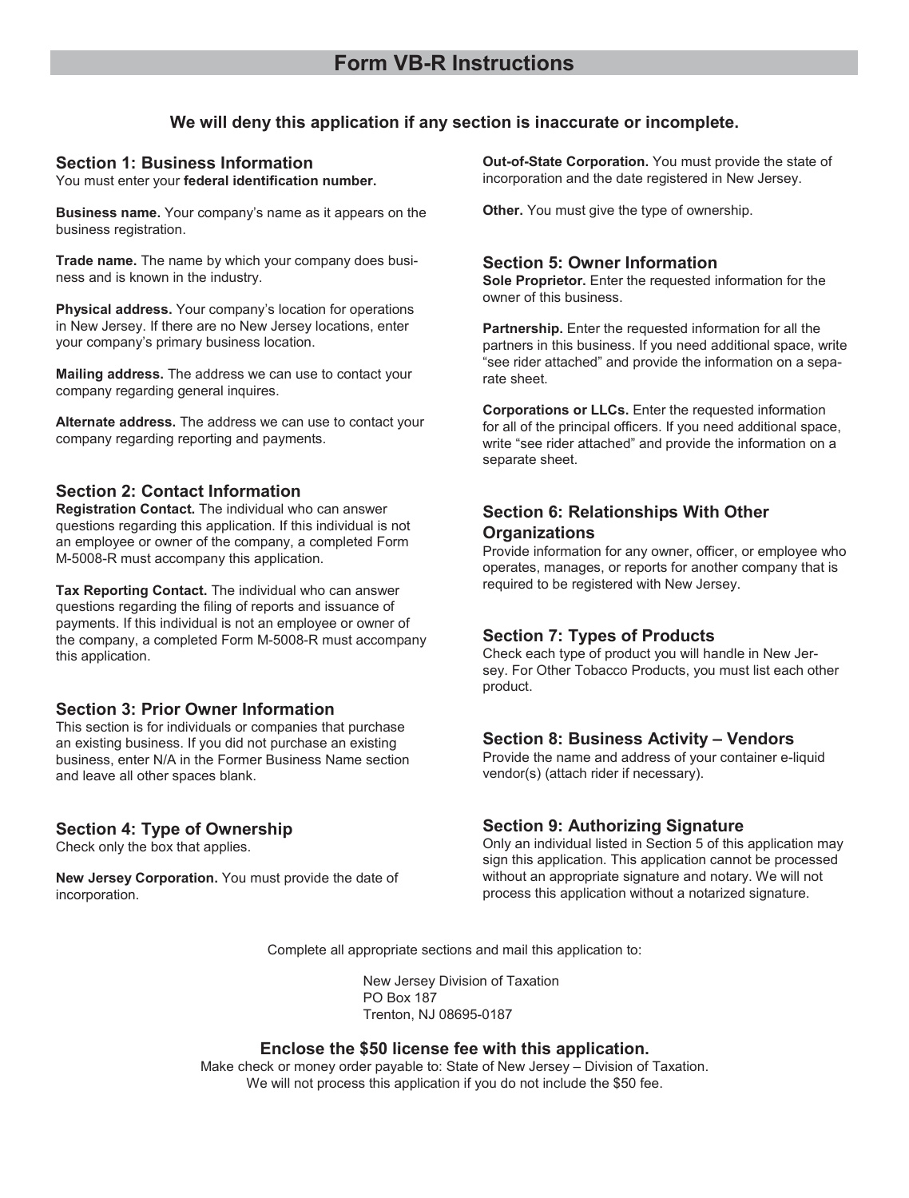# Form VB-R Instructions

**We will deny this application if any section is inaccurate or incomplete.**

## Section 1: Business Information

You must enter your **federal identification number.**

**Business name.** Your company's name as it appears on the business registration.

**Trade name.** The name by which your company does business and is known in the industry.

**Physical address.** Your company's location for operations in New Jersey. If there are no New Jersey locations, enter your company's primary business location.

**Mailing address.** The address we can use to contact your company regarding general inquires.

**Alternate address.** The address we can use to contact your company regarding reporting and payments.

## Section 2: Contact Information

**Registration Contact.** The individual who can answer questions regarding this application. If this individual is not an employee or owner of the company, a completed Form M-5008-R must accompany this application.

**Tax Reporting Contact.** The individual who can answer questions regarding the filing of reports and issuance of payments. If this individual is not an employee or owner of the company, a completed Form M-5008-R must accompany this application.

## Section 3: Prior Owner Information

This section is for individuals or companies that purchase an existing business. If you did not purchase an existing business, enter N/A in the Former Business Name section and leave all other spaces blank.

## Section 4: Type of Ownership

Check only the box that applies.

**New Jersey Corporation.** You must provide the date of incorporation.

**Out-of-State Corporation.** You must provide the state of incorporation and the date registered in New Jersey.

**Other.** You must give the type of ownership.

## Section 5: Owner Information

**Sole Proprietor.** Enter the requested information for the owner of this business.

**Partnership.** Enter the requested information for all the partners in this business. If you need additional space, write "see rider attached" and provide the information on a separate sheet.

**Corporations or LLCs.** Enter the requested information for all of the principal officers. If you need additional space, write "see rider attached" and provide the information on a separate sheet.

## Section 6: Relationships With Other Organizations

Provide information for any owner, officer, or employee who operates, manages, or reports for another company that is required to be registered with New Jersey.

## Section 7: Types of Products

Check each type of product you will handle in New Jersey. For Other Tobacco Products, you must list each other product.

## Section 8: Business Activity – Vendors

Provide the name and address of your container e-liquid vendor(s) (attach rider if necessary).

## Section 9: Authorizing Signature

Only an individual listed in Section 5 of this application may sign this application. This application cannot be processed without an appropriate signature and notary. We will not process this application without a notarized signature.

Complete all appropriate sections and mail this application to:

New Jersey Division of Taxation
PO Box 187
Trenton, NJ 08695-0187

**Enclose the $50 license fee with this application.**

Make check or money order payable to: State of New Jersey – Division of Taxation.
We will not process this application if you do not include the $50 fee.